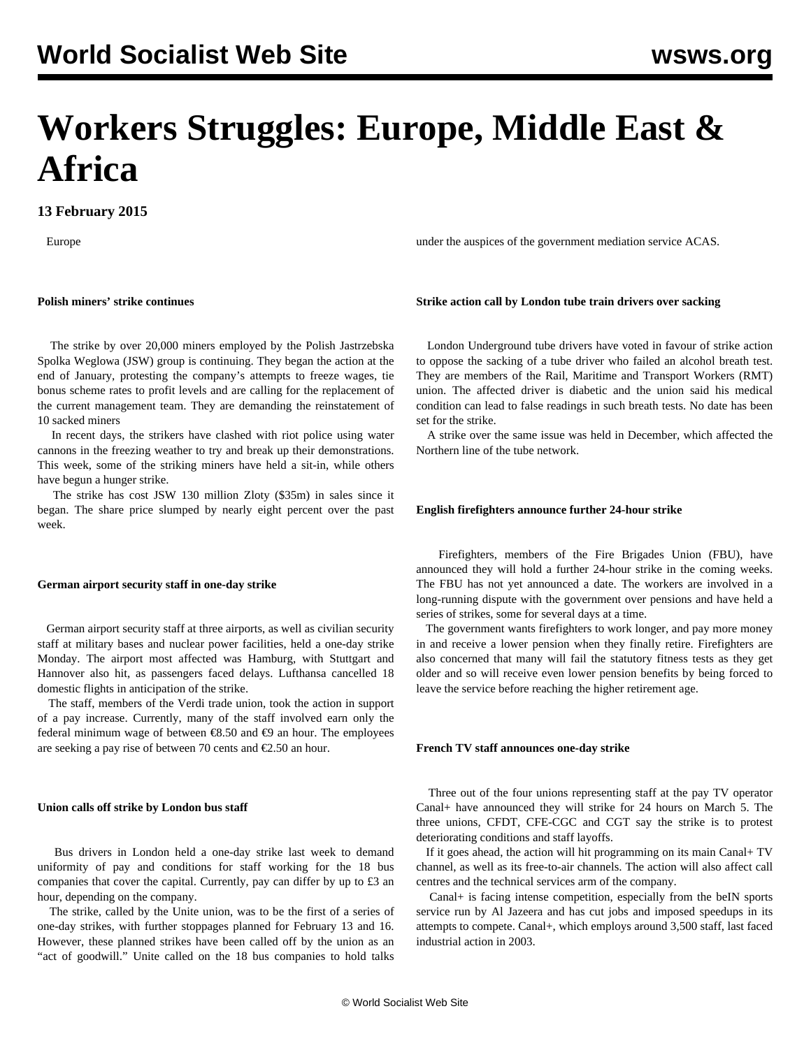# Workers Struggles: Europe, Middle East & Africa

**13 February 2015**

Europe

**Polish miners' strike continues**

The strike by over 20,000 miners employed by the Polish Jastrzebska Spolka Weglowa (JSW) group is continuing. They began the action at the end of January, protesting the company's attempts to freeze wages, tie bonus scheme rates to profit levels and are calling for the replacement of the current management team. They are demanding the reinstatement of 10 sacked miners

In recent days, the strikers have clashed with riot police using water cannons in the freezing weather to try and break up their demonstrations. This week, some of the striking miners have held a sit-in, while others have begun a hunger strike.

The strike has cost JSW 130 million Zloty ($35m) in sales since it began. The share price slumped by nearly eight percent over the past week.

**German airport security staff in one-day strike**

German airport security staff at three airports, as well as civilian security staff at military bases and nuclear power facilities, held a one-day strike Monday. The airport most affected was Hamburg, with Stuttgart and Hannover also hit, as passengers faced delays. Lufthansa cancelled 18 domestic flights in anticipation of the strike.

The staff, members of the Verdi trade union, took the action in support of a pay increase. Currently, many of the staff involved earn only the federal minimum wage of between €8.50 and €9 an hour. The employees are seeking a pay rise of between 70 cents and €2.50 an hour.

**Union calls off strike by London bus staff**

Bus drivers in London held a one-day strike last week to demand uniformity of pay and conditions for staff working for the 18 bus companies that cover the capital. Currently, pay can differ by up to £3 an hour, depending on the company.

The strike, called by the Unite union, was to be the first of a series of one-day strikes, with further stoppages planned for February 13 and 16. However, these planned strikes have been called off by the union as an "act of goodwill." Unite called on the 18 bus companies to hold talks under the auspices of the government mediation service ACAS.

**Strike action call by London tube train drivers over sacking**

London Underground tube drivers have voted in favour of strike action to oppose the sacking of a tube driver who failed an alcohol breath test. They are members of the Rail, Maritime and Transport Workers (RMT) union. The affected driver is diabetic and the union said his medical condition can lead to false readings in such breath tests. No date has been set for the strike.

A strike over the same issue was held in December, which affected the Northern line of the tube network.

**English firefighters announce further 24-hour strike**

Firefighters, members of the Fire Brigades Union (FBU), have announced they will hold a further 24-hour strike in the coming weeks. The FBU has not yet announced a date. The workers are involved in a long-running dispute with the government over pensions and have held a series of strikes, some for several days at a time.

The government wants firefighters to work longer, and pay more money in and receive a lower pension when they finally retire. Firefighters are also concerned that many will fail the statutory fitness tests as they get older and so will receive even lower pension benefits by being forced to leave the service before reaching the higher retirement age.

**French TV staff announces one-day strike**

Three out of the four unions representing staff at the pay TV operator Canal+ have announced they will strike for 24 hours on March 5. The three unions, CFDT, CFE-CGC and CGT say the strike is to protest deteriorating conditions and staff layoffs.

If it goes ahead, the action will hit programming on its main Canal+ TV channel, as well as its free-to-air channels. The action will also affect call centres and the technical services arm of the company.

Canal+ is facing intense competition, especially from the beIN sports service run by Al Jazeera and has cut jobs and imposed speedups in its attempts to compete. Canal+, which employs around 3,500 staff, last faced industrial action in 2003.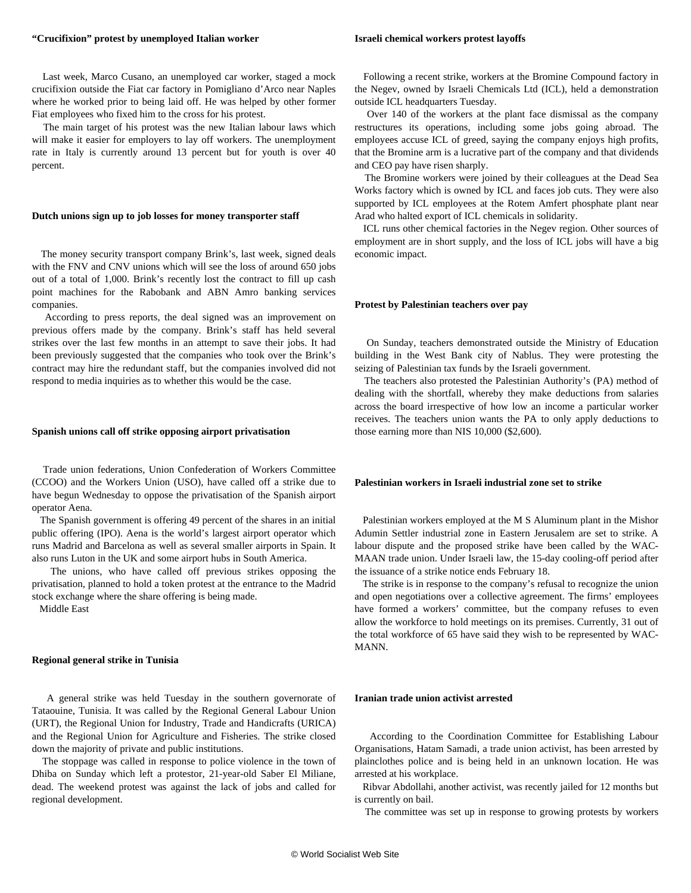### "Crucifixion" protest by unemployed Italian worker

Last week, Marco Cusano, an unemployed car worker, staged a mock crucifixion outside the Fiat car factory in Pomigliano d'Arco near Naples where he worked prior to being laid off. He was helped by other former Fiat employees who fixed him to the cross for his protest.

The main target of his protest was the new Italian labour laws which will make it easier for employers to lay off workers. The unemployment rate in Italy is currently around 13 percent but for youth is over 40 percent.

### Dutch unions sign up to job losses for money transporter staff

The money security transport company Brink's, last week, signed deals with the FNV and CNV unions which will see the loss of around 650 jobs out of a total of 1,000. Brink's recently lost the contract to fill up cash point machines for the Rabobank and ABN Amro banking services companies.

According to press reports, the deal signed was an improvement on previous offers made by the company. Brink's staff has held several strikes over the last few months in an attempt to save their jobs. It had been previously suggested that the companies who took over the Brink's contract may hire the redundant staff, but the companies involved did not respond to media inquiries as to whether this would be the case.

### Spanish unions call off strike opposing airport privatisation

Trade union federations, Union Confederation of Workers Committee (CCOO) and the Workers Union (USO), have called off a strike due to have begun Wednesday to oppose the privatisation of the Spanish airport operator Aena.

The Spanish government is offering 49 percent of the shares in an initial public offering (IPO). Aena is the world's largest airport operator which runs Madrid and Barcelona as well as several smaller airports in Spain. It also runs Luton in the UK and some airport hubs in South America.

The unions, who have called off previous strikes opposing the privatisation, planned to hold a token protest at the entrance to the Madrid stock exchange where the share offering is being made.

Middle East

### Regional general strike in Tunisia

A general strike was held Tuesday in the southern governorate of Tataouine, Tunisia. It was called by the Regional General Labour Union (URT), the Regional Union for Industry, Trade and Handicrafts (URICA) and the Regional Union for Agriculture and Fisheries. The strike closed down the majority of private and public institutions.

The stoppage was called in response to police violence in the town of Dhiba on Sunday which left a protestor, 21-year-old Saber El Miliane, dead. The weekend protest was against the lack of jobs and called for regional development.

### Israeli chemical workers protest layoffs

Following a recent strike, workers at the Bromine Compound factory in the Negev, owned by Israeli Chemicals Ltd (ICL), held a demonstration outside ICL headquarters Tuesday.

Over 140 of the workers at the plant face dismissal as the company restructures its operations, including some jobs going abroad. The employees accuse ICL of greed, saying the company enjoys high profits, that the Bromine arm is a lucrative part of the company and that dividends and CEO pay have risen sharply.

The Bromine workers were joined by their colleagues at the Dead Sea Works factory which is owned by ICL and faces job cuts. They were also supported by ICL employees at the Rotem Amfert phosphate plant near Arad who halted export of ICL chemicals in solidarity.

ICL runs other chemical factories in the Negev region. Other sources of employment are in short supply, and the loss of ICL jobs will have a big economic impact.

### Protest by Palestinian teachers over pay

On Sunday, teachers demonstrated outside the Ministry of Education building in the West Bank city of Nablus. They were protesting the seizing of Palestinian tax funds by the Israeli government.

The teachers also protested the Palestinian Authority's (PA) method of dealing with the shortfall, whereby they make deductions from salaries across the board irrespective of how low an income a particular worker receives. The teachers union wants the PA to only apply deductions to those earning more than NIS 10,000 ($2,600).

### Palestinian workers in Israeli industrial zone set to strike

Palestinian workers employed at the M S Aluminum plant in the Mishor Adumin Settler industrial zone in Eastern Jerusalem are set to strike. A labour dispute and the proposed strike have been called by the WAC-MAAN trade union. Under Israeli law, the 15-day cooling-off period after the issuance of a strike notice ends February 18.

The strike is in response to the company's refusal to recognize the union and open negotiations over a collective agreement. The firms' employees have formed a workers' committee, but the company refuses to even allow the workforce to hold meetings on its premises. Currently, 31 out of the total workforce of 65 have said they wish to be represented by WAC-MANN.

### Iranian trade union activist arrested

According to the Coordination Committee for Establishing Labour Organisations, Hatam Samadi, a trade union activist, has been arrested by plainclothes police and is being held in an unknown location. He was arrested at his workplace.

Ribvar Abdollahi, another activist, was recently jailed for 12 months but is currently on bail.

The committee was set up in response to growing protests by workers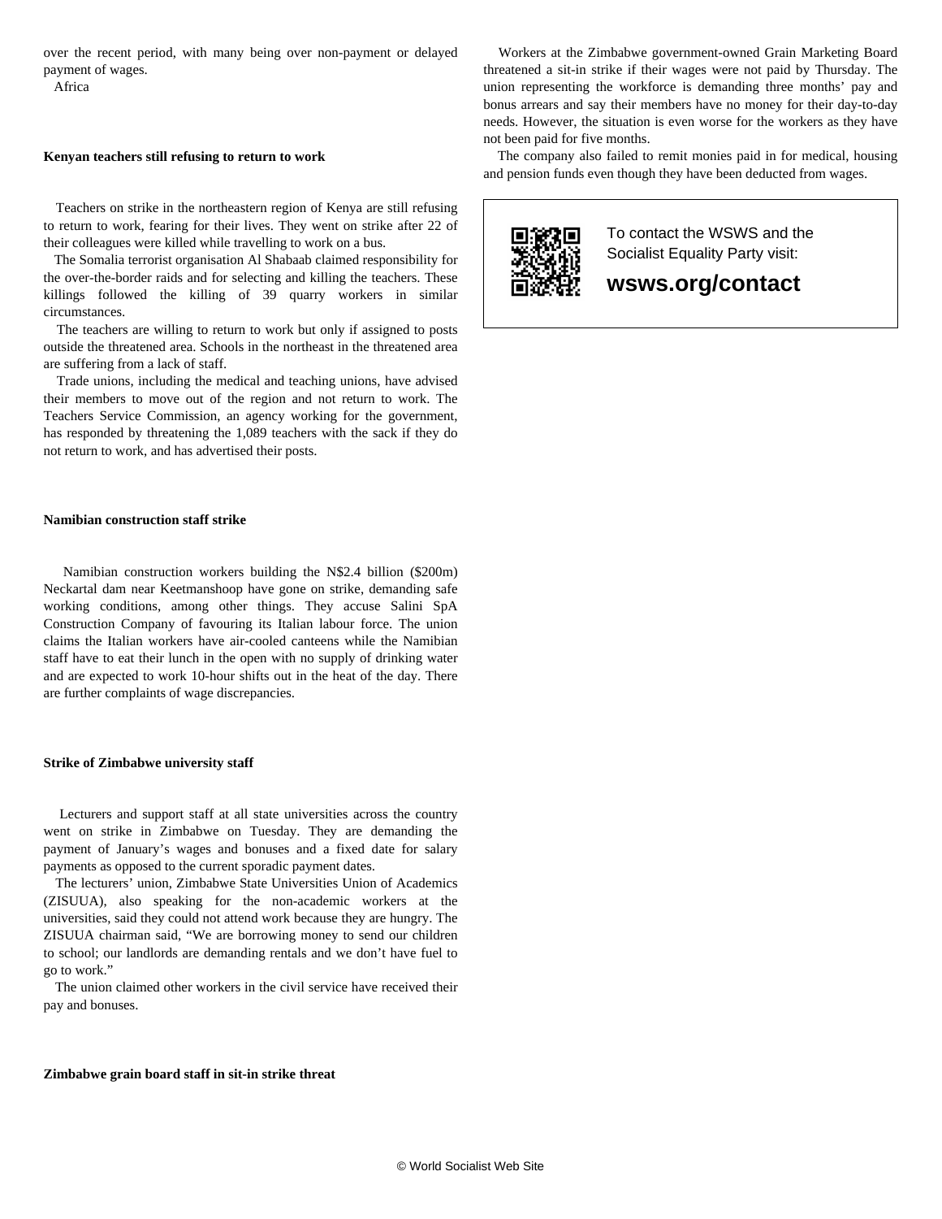over the recent period, with many being over non-payment or delayed payment of wages.

Africa

**Kenyan teachers still refusing to return to work**

Teachers on strike in the northeastern region of Kenya are still refusing to return to work, fearing for their lives. They went on strike after 22 of their colleagues were killed while travelling to work on a bus.

The Somalia terrorist organisation Al Shabaab claimed responsibility for the over-the-border raids and for selecting and killing the teachers. These killings followed the killing of 39 quarry workers in similar circumstances.

The teachers are willing to return to work but only if assigned to posts outside the threatened area. Schools in the northeast in the threatened area are suffering from a lack of staff.

Trade unions, including the medical and teaching unions, have advised their members to move out of the region and not return to work. The Teachers Service Commission, an agency working for the government, has responded by threatening the 1,089 teachers with the sack if they do not return to work, and has advertised their posts.

**Namibian construction staff strike**

Namibian construction workers building the N$2.4 billion ($200m) Neckartal dam near Keetmanshoop have gone on strike, demanding safe working conditions, among other things. They accuse Salini SpA Construction Company of favouring its Italian labour force. The union claims the Italian workers have air-cooled canteens while the Namibian staff have to eat their lunch in the open with no supply of drinking water and are expected to work 10-hour shifts out in the heat of the day. There are further complaints of wage discrepancies.

**Strike of Zimbabwe university staff**

Lecturers and support staff at all state universities across the country went on strike in Zimbabwe on Tuesday. They are demanding the payment of January's wages and bonuses and a fixed date for salary payments as opposed to the current sporadic payment dates.

The lecturers' union, Zimbabwe State Universities Union of Academics (ZISUUA), also speaking for the non-academic workers at the universities, said they could not attend work because they are hungry. The ZISUUA chairman said, "We are borrowing money to send our children to school; our landlords are demanding rentals and we don't have fuel to go to work."

The union claimed other workers in the civil service have received their pay and bonuses.

**Zimbabwe grain board staff in sit-in strike threat**

Workers at the Zimbabwe government-owned Grain Marketing Board threatened a sit-in strike if their wages were not paid by Thursday. The union representing the workforce is demanding three months' pay and bonus arrears and say their members have no money for their day-to-day needs. However, the situation is even worse for the workers as they have not been paid for five months.

The company also failed to remit monies paid in for medical, housing and pension funds even though they have been deducted from wages.

To contact the WSWS and the Socialist Equality Party visit:

**wsws.org/contact**